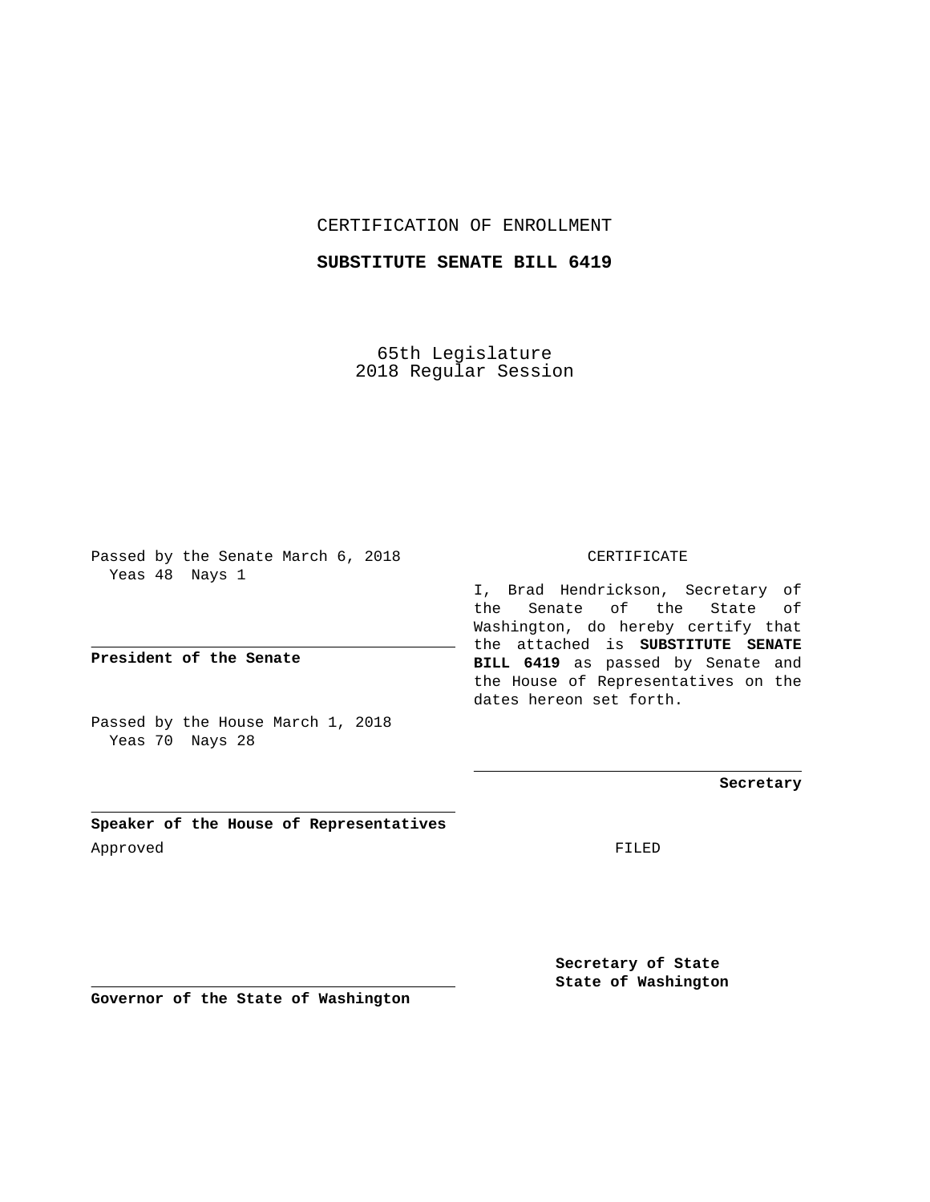CERTIFICATION OF ENROLLMENT

**SUBSTITUTE SENATE BILL 6419**

65th Legislature
2018 Regular Session

Passed by the Senate March 6, 2018
Yeas 48 Nays 1

**President of the Senate**

Passed by the House March 1, 2018
Yeas 70 Nays 28

**Speaker of the House of Representatives**

Approved

**Governor of the State of Washington**

CERTIFICATE

I, Brad Hendrickson, Secretary of the Senate of the State of Washington, do hereby certify that the attached is **SUBSTITUTE SENATE BILL 6419** as passed by Senate and the House of Representatives on the dates hereon set forth.

**Secretary**

FILED

**Secretary of State**
**State of Washington**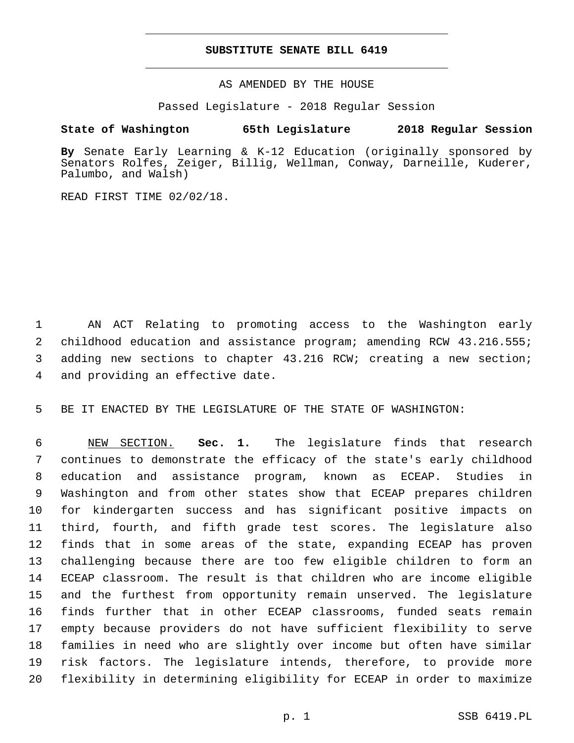# SUBSTITUTE SENATE BILL 6419

AS AMENDED BY THE HOUSE

Passed Legislature - 2018 Regular Session

**State of Washington 65th Legislature 2018 Regular Session**

**By** Senate Early Learning & K-12 Education (originally sponsored by Senators Rolfes, Zeiger, Billig, Wellman, Conway, Darneille, Kuderer, Palumbo, and Walsh)

READ FIRST TIME 02/02/18.

AN ACT Relating to promoting access to the Washington early childhood education and assistance program; amending RCW 43.216.555; adding new sections to chapter 43.216 RCW; creating a new section; and providing an effective date.

BE IT ENACTED BY THE LEGISLATURE OF THE STATE OF WASHINGTON:

NEW SECTION. **Sec. 1.** The legislature finds that research continues to demonstrate the efficacy of the state's early childhood education and assistance program, known as ECEAP. Studies in Washington and from other states show that ECEAP prepares children for kindergarten success and has significant positive impacts on third, fourth, and fifth grade test scores. The legislature also finds that in some areas of the state, expanding ECEAP has proven challenging because there are too few eligible children to form an ECEAP classroom. The result is that children who are income eligible and the furthest from opportunity remain unserved. The legislature finds further that in other ECEAP classrooms, funded seats remain empty because providers do not have sufficient flexibility to serve families in need who are slightly over income but often have similar risk factors. The legislature intends, therefore, to provide more flexibility in determining eligibility for ECEAP in order to maximize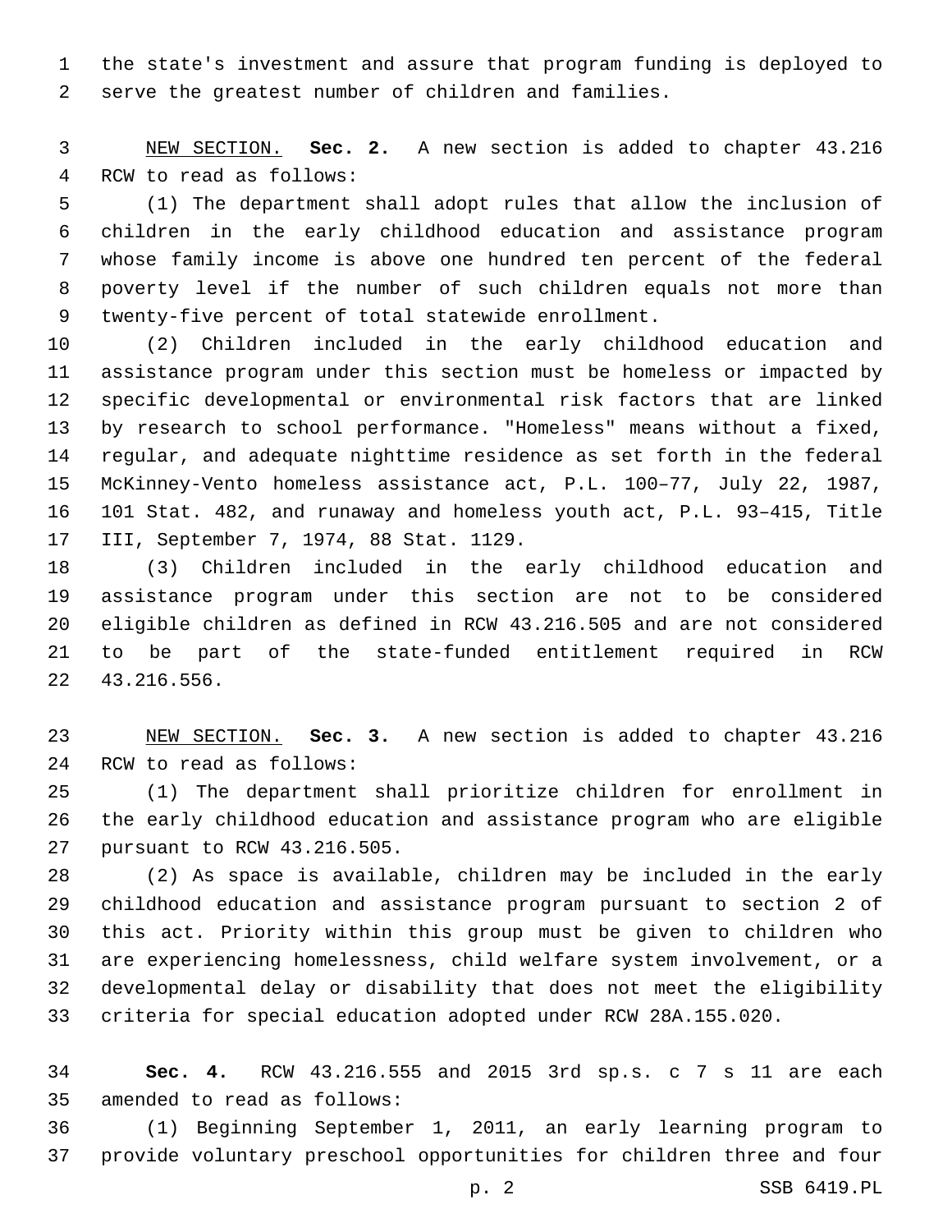the state's investment and assure that program funding is deployed to serve the greatest number of children and families.

NEW SECTION. **Sec. 2.** A new section is added to chapter 43.216 RCW to read as follows:

(1) The department shall adopt rules that allow the inclusion of children in the early childhood education and assistance program whose family income is above one hundred ten percent of the federal poverty level if the number of such children equals not more than twenty-five percent of total statewide enrollment.

(2) Children included in the early childhood education and assistance program under this section must be homeless or impacted by specific developmental or environmental risk factors that are linked by research to school performance. "Homeless" means without a fixed, regular, and adequate nighttime residence as set forth in the federal McKinney-Vento homeless assistance act, P.L. 100–77, July 22, 1987, 101 Stat. 482, and runaway and homeless youth act, P.L. 93–415, Title III, September 7, 1974, 88 Stat. 1129.

(3) Children included in the early childhood education and assistance program under this section are not to be considered eligible children as defined in RCW 43.216.505 and are not considered to be part of the state-funded entitlement required in RCW 43.216.556.

NEW SECTION. **Sec. 3.** A new section is added to chapter 43.216 RCW to read as follows:

(1) The department shall prioritize children for enrollment in the early childhood education and assistance program who are eligible pursuant to RCW 43.216.505.

(2) As space is available, children may be included in the early childhood education and assistance program pursuant to section 2 of this act. Priority within this group must be given to children who are experiencing homelessness, child welfare system involvement, or a developmental delay or disability that does not meet the eligibility criteria for special education adopted under RCW 28A.155.020.

**Sec. 4.** RCW 43.216.555 and 2015 3rd sp.s. c 7 s 11 are each amended to read as follows:

(1) Beginning September 1, 2011, an early learning program to provide voluntary preschool opportunities for children three and four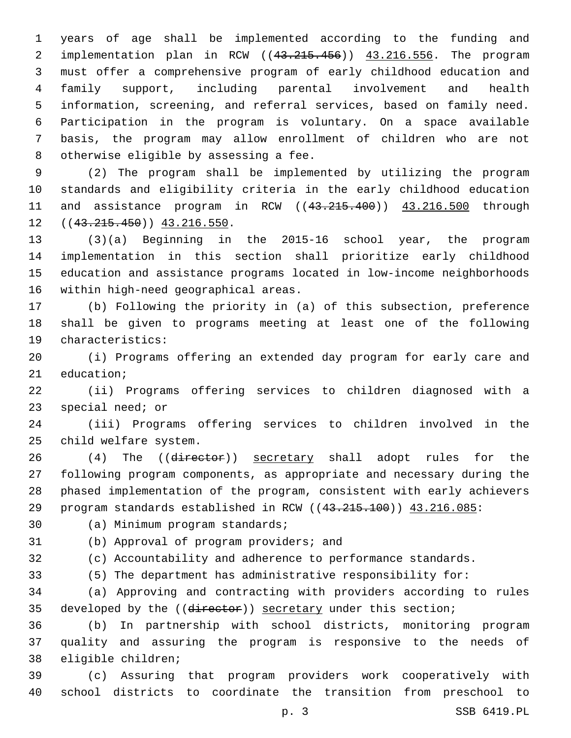years of age shall be implemented according to the funding and implementation plan in RCW ((~~43.215.456~~)) <u>43.216.556</u>. The program must offer a comprehensive program of early childhood education and family support, including parental involvement and health information, screening, and referral services, based on family need. Participation in the program is voluntary. On a space available basis, the program may allow enrollment of children who are not otherwise eligible by assessing a fee.

(2) The program shall be implemented by utilizing the program standards and eligibility criteria in the early childhood education and assistance program in RCW ((~~43.215.400~~)) <u>43.216.500</u> through ((~~43.215.450~~)) <u>43.216.550</u>.

(3)(a) Beginning in the 2015-16 school year, the program implementation in this section shall prioritize early childhood education and assistance programs located in low-income neighborhoods within high-need geographical areas.

(b) Following the priority in (a) of this subsection, preference shall be given to programs meeting at least one of the following characteristics:

(i) Programs offering an extended day program for early care and education;

(ii) Programs offering services to children diagnosed with a special need; or

(iii) Programs offering services to children involved in the child welfare system.

(4) The ((~~director~~)) <u>secretary</u> shall adopt rules for the following program components, as appropriate and necessary during the phased implementation of the program, consistent with early achievers program standards established in RCW ((~~43.215.100~~)) <u>43.216.085</u>:

(a) Minimum program standards;

(b) Approval of program providers; and

(c) Accountability and adherence to performance standards.

(5) The department has administrative responsibility for:

(a) Approving and contracting with providers according to rules developed by the ((~~director~~)) <u>secretary</u> under this section;

(b) In partnership with school districts, monitoring program quality and assuring the program is responsive to the needs of eligible children;

(c) Assuring that program providers work cooperatively with school districts to coordinate the transition from preschool to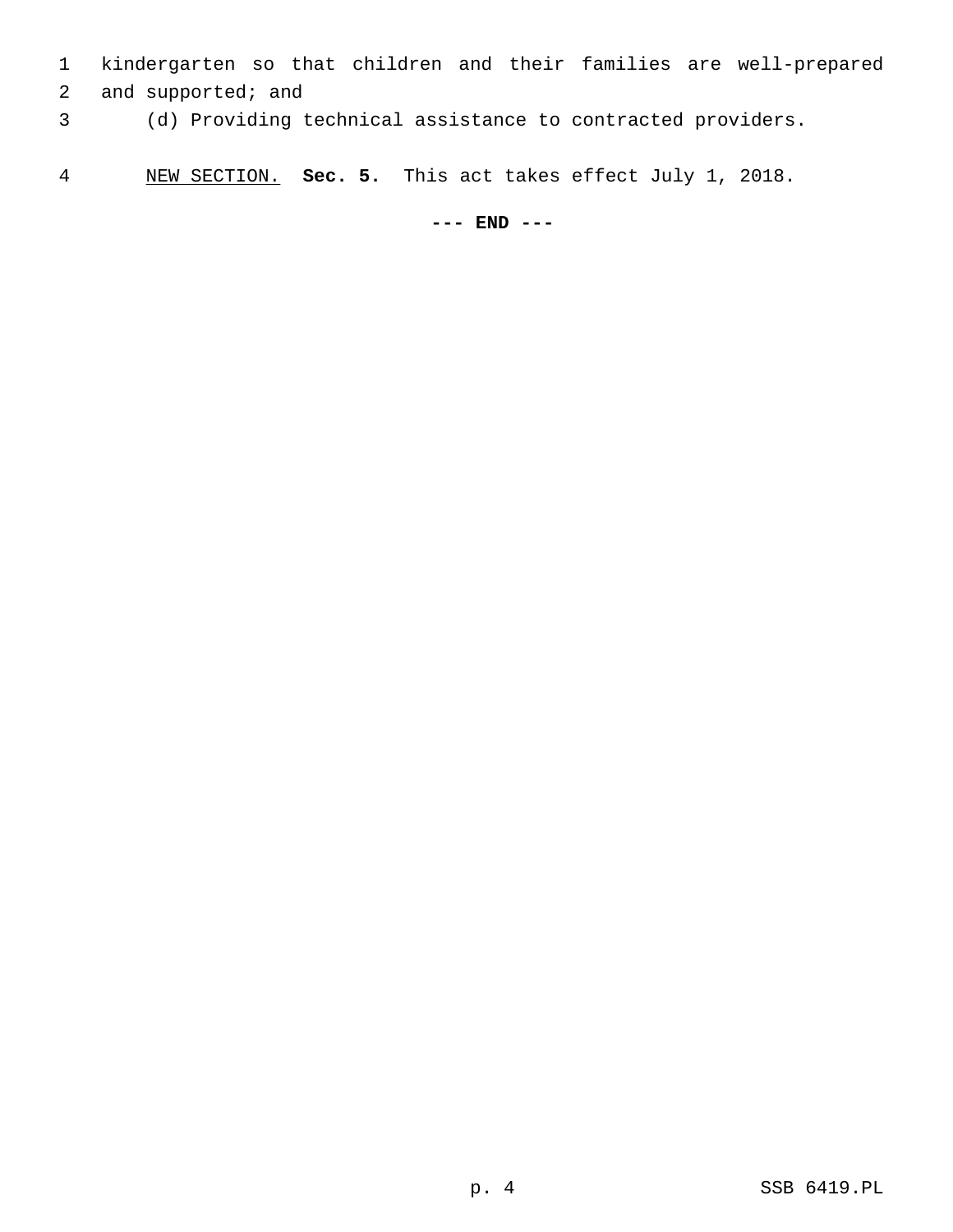kindergarten so that children and their families are well-prepared and supported; and

(d) Providing technical assistance to contracted providers.

NEW SECTION. **Sec. 5.** This act takes effect July 1, 2018.

**--- END ---**